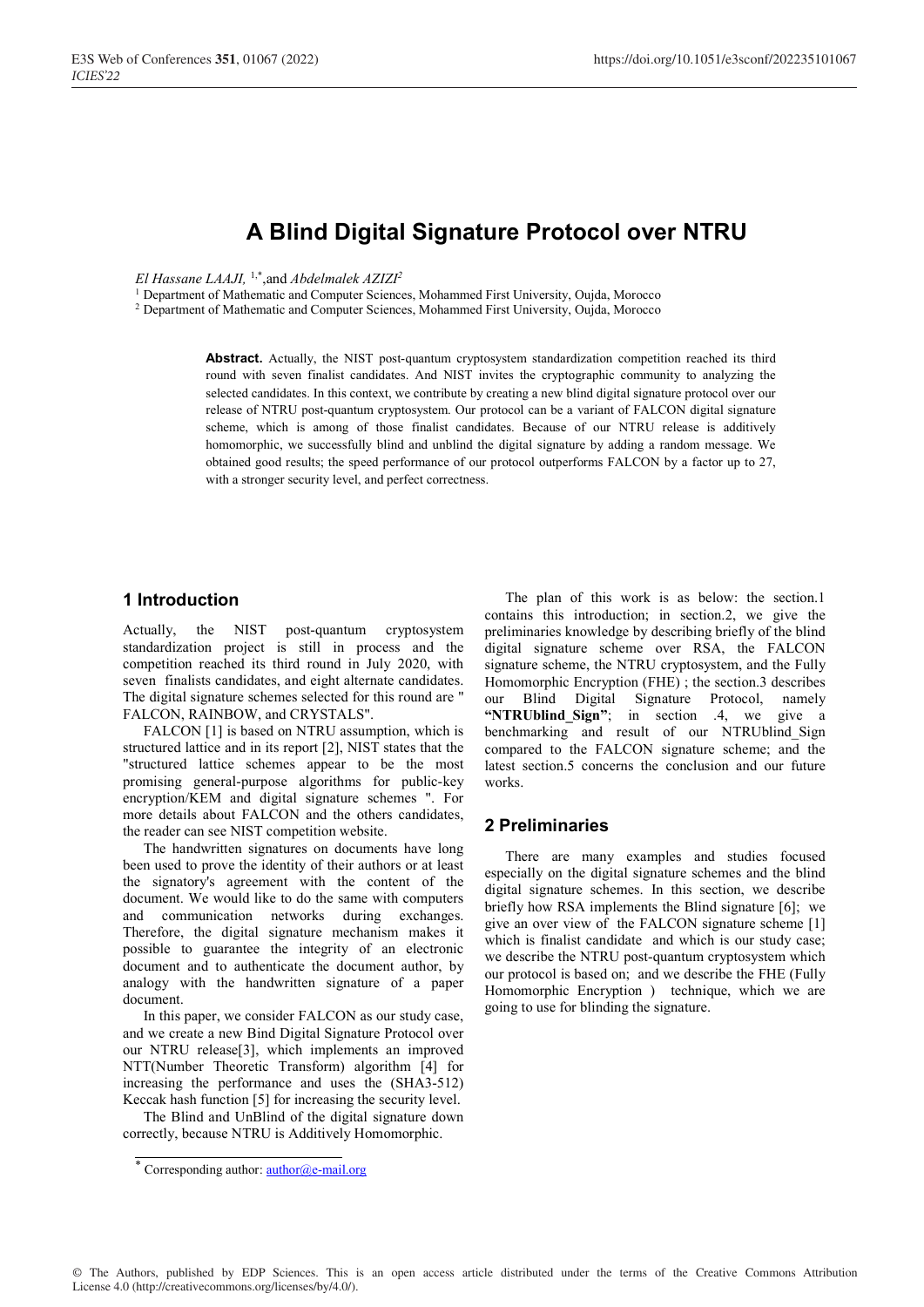# A Blind Digital Signature Protocol over NTRU

*El Hassane LAAJI,* [1,*], and *Abdelmalek AZIZI*[2]

[1] Department of Mathematic and Computer Sciences, Mohammed First University, Oujda, Morocco
[2] Department of Mathematic and Computer Sciences, Mohammed First University, Oujda, Morocco

**Abstract.** Actually, the NIST post-quantum cryptosystem standardization competition reached its third round with seven finalist candidates. And NIST invites the cryptographic community to analyzing the selected candidates. In this context, we contribute by creating a new blind digital signature protocol over our release of NTRU post-quantum cryptosystem. Our protocol can be a variant of FALCON digital signature scheme, which is among of those finalist candidates. Because of our NTRU release is additively homomorphic, we successfully blind and unblind the digital signature by adding a random message. We obtained good results; the speed performance of our protocol outperforms FALCON by a factor up to 27, with a stronger security level, and perfect correctness.

## 1 Introduction

Actually, the NIST post-quantum cryptosystem standardization project is still in process and the competition reached its third round in July 2020, with seven finalists candidates, and eight alternate candidates. The digital signature schemes selected for this round are " FALCON, RAINBOW, and CRYSTALS".

FALCON [1] is based on NTRU assumption, which is structured lattice and in its report [2], NIST states that the "structured lattice schemes appear to be the most promising general-purpose algorithms for public-key encryption/KEM and digital signature schemes ". For more details about FALCON and the others candidates, the reader can see NIST competition website.

The handwritten signatures on documents have long been used to prove the identity of their authors or at least the signatory's agreement with the content of the document. We would like to do the same with computers and communication networks during exchanges. Therefore, the digital signature mechanism makes it possible to guarantee the integrity of an electronic document and to authenticate the document author, by analogy with the handwritten signature of a paper document.

In this paper, we consider FALCON as our study case, and we create a new Bind Digital Signature Protocol over our NTRU release[3], which implements an improved NTT(Number Theoretic Transform) algorithm [4] for increasing the performance and uses the (SHA3-512) Keccak hash function [5] for increasing the security level.

The Blind and UnBlind of the digital signature down correctly, because NTRU is Additively Homomorphic.

The plan of this work is as below: the section.1 contains this introduction; in section.2, we give the preliminaries knowledge by describing briefly of the blind digital signature scheme over RSA, the FALCON signature scheme, the NTRU cryptosystem, and the Fully Homomorphic Encryption (FHE) ; the section.3 describes our Blind Digital Signature Protocol, namely **"NTRUblind_Sign"**; in section .4, we give a benchmarking and result of our NTRUblind_Sign compared to the FALCON signature scheme; and the latest section.5 concerns the conclusion and our future works.

## 2 Preliminaries

There are many examples and studies focused especially on the digital signature schemes and the blind digital signature schemes. In this section, we describe briefly how RSA implements the Blind signature [6]; we give an over view of the FALCON signature scheme [1] which is finalist candidate and which is our study case; we describe the NTRU post-quantum cryptosystem which our protocol is based on; and we describe the FHE (Fully Homomorphic Encryption ) technique, which we are going to use for blinding the signature.

* Corresponding author: author@e-mail.org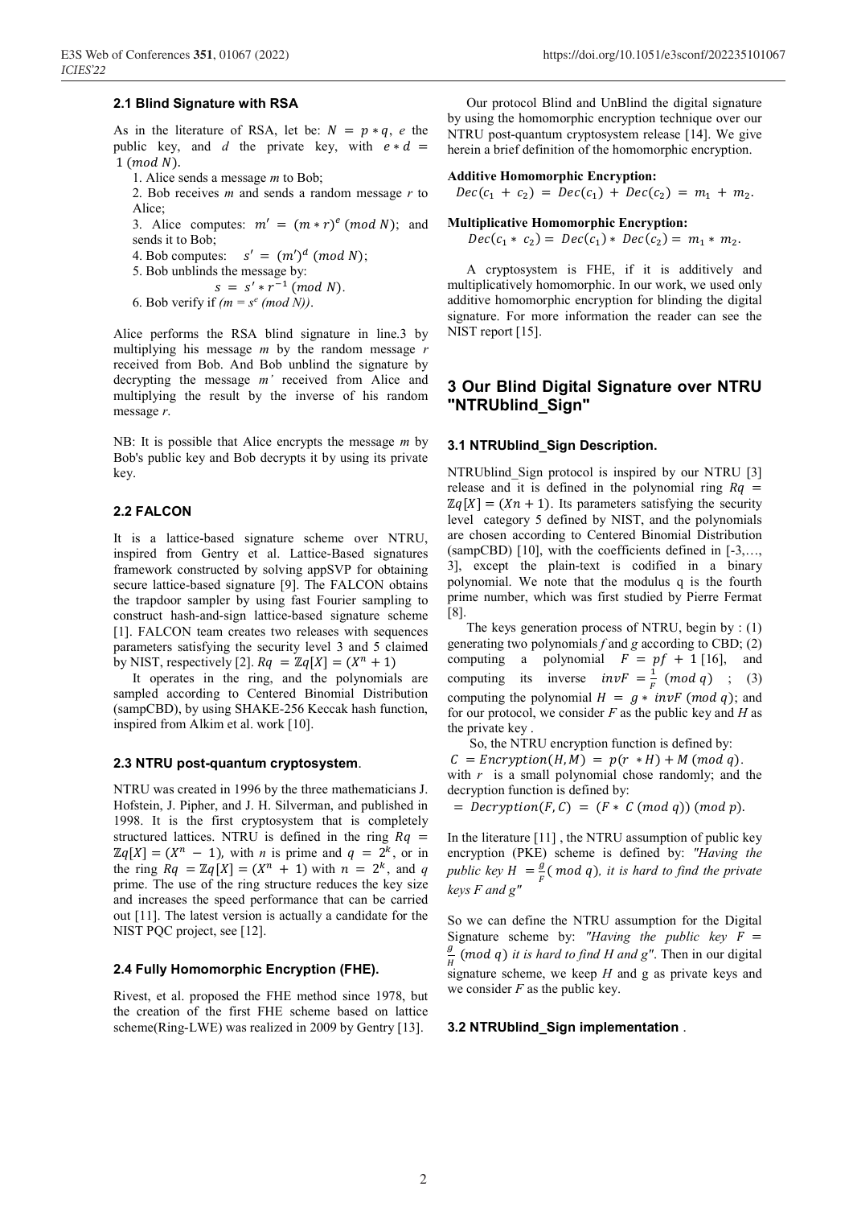### 2.1 Blind Signature with RSA

As in the literature of RSA, let be: $N = p * q$, $e$ the public key, and $d$ the private key, with $e * d = 1 \ (mod\ N)$.

1. Alice sends a message $m$ to Bob;
2. Bob receives $m$ and sends a random message $r$ to Alice;
3. Alice computes: $m' = (m * r)^e \ (mod\ N)$; and sends it to Bob;
4. Bob computes: $s' = (m')^d \ (mod\ N)$;
5. Bob unblinds the message by:
   $$s = s' * r^{-1} \ (mod\ N).$$
6. Bob verify if $(m = s^e \ (mod\ N))$.

Alice performs the RSA blind signature in line.3 by multiplying his message $m$ by the random message $r$ received from Bob. And Bob unblind the signature by decrypting the message $m'$ received from Alice and multiplying the result by the inverse of his random message $r$.

NB: It is possible that Alice encrypts the message $m$ by Bob's public key and Bob decrypts it by using its private key.

### 2.2 FALCON

It is a lattice-based signature scheme over NTRU, inspired from Gentry et al. Lattice-Based signatures framework constructed by solving appSVP for obtaining secure lattice-based signature [9]. The FALCON obtains the trapdoor sampler by using fast Fourier sampling to construct hash-and-sign lattice-based signature scheme [1]. FALCON team creates two releases with sequences parameters satisfying the security level 3 and 5 claimed by NIST, respectively [2]. $Rq = \mathbb{Z}q[X] = (X^n + 1)$

It operates in the ring, and the polynomials are sampled according to Centered Binomial Distribution (sampCBD), by using SHAKE-256 Keccak hash function, inspired from Alkim et al. work [10].

### 2.3 NTRU post-quantum cryptosystem.

NTRU was created in 1996 by the three mathematicians J. Hofstein, J. Pipher, and J. H. Silverman, and published in 1998. It is the first cryptosystem that is completely structured lattices. NTRU is defined in the ring $Rq = \mathbb{Z}q[X] = (X^n - 1)$, with $n$ is prime and $q = 2^k$, or in the ring $Rq = \mathbb{Z}q[X] = (X^n + 1)$ with $n = 2^k$, and $q$ prime. The use of the ring structure reduces the key size and increases the speed performance that can be carried out [11]. The latest version is actually a candidate for the NIST PQC project, see [12].

### 2.4 Fully Homomorphic Encryption (FHE).

Rivest, et al. proposed the FHE method since 1978, but the creation of the first FHE scheme based on lattice scheme(Ring-LWE) was realized in 2009 by Gentry [13].

Our protocol Blind and UnBlind the digital signature by using the homomorphic encryption technique over our NTRU post-quantum cryptosystem release [14]. We give herein a brief definition of the homomorphic encryption.

**Additive Homomorphic Encryption:**

$$Dec(c_1 + c_2) = Dec(c_1) + Dec(c_2) = m_1 + m_2.$$

**Multiplicative Homomorphic Encryption:**

$$Dec(c_1 * c_2) = Dec(c_1) * Dec(c_2) = m_1 * m_2.$$

A cryptosystem is FHE, if it is additively and multiplicatively homomorphic. In our work, we used only additive homomorphic encryption for blinding the digital signature. For more information the reader can see the NIST report [15].

## 3 Our Blind Digital Signature over NTRU "NTRUblind_Sign"

### 3.1 NTRUblind_Sign Description.

NTRUblind_Sign protocol is inspired by our NTRU [3] release and it is defined in the polynomial ring $Rq = \mathbb{Z}q[X] = (Xn + 1)$. Its parameters satisfying the security level category 5 defined by NIST, and the polynomials are chosen according to Centered Binomial Distribution (sampCBD) [10], with the coefficients defined in [-3,…, 3], except the plain-text is codified in a binary polynomial. We note that the modulus q is the fourth prime number, which was first studied by Pierre Fermat [8].

The keys generation process of NTRU, begin by : (1) generating two polynomials $f$ and $g$ according to CBD; (2) computing a polynomial $F = pf + 1$ [16], and computing its inverse $invF = \frac{1}{F} \ (mod\ q)$ ; (3) computing the polynomial $H = g * invF \ (mod\ q)$; and for our protocol, we consider $F$ as the public key and $H$ as the private key .

So, the NTRU encryption function is defined by:

$$C = Encryption(H, M) = p(r * H) + M \ (mod\ q).$$

with $r$ is a small polynomial chose randomly; and the decryption function is defined by:

$$= Decryption(F, C) = (F * C \ (mod\ q)) \ (mod\ p).$$

In the literature [11] , the NTRU assumption of public key encryption (PKE) scheme is defined by: *"Having the public key $H = \frac{g}{F} (\ mod\ q)$, it is hard to find the private keys F and g"*

So we can define the NTRU assumption for the Digital Signature scheme by: *"Having the public key $F = \frac{g}{H} \ (mod\ q)$ it is hard to find H and g"*. Then in our digital signature scheme, we keep $H$ and g as private keys and we consider $F$ as the public key.

### 3.2 NTRUblind_Sign implementation .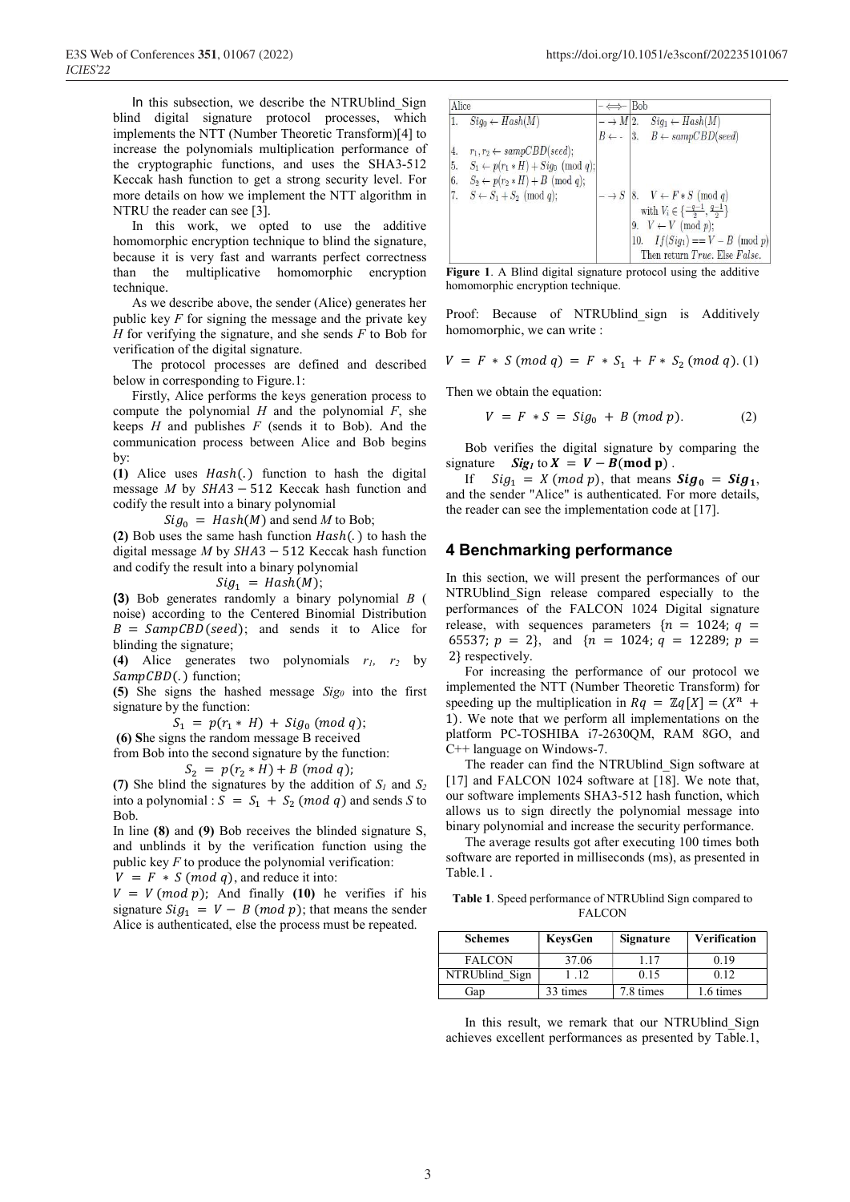In this subsection, we describe the NTRUblind_Sign blind digital signature protocol processes, which implements the NTT (Number Theoretic Transform)[4] to increase the polynomials multiplication performance of the cryptographic functions, and uses the SHA3-512 Keccak hash function to get a strong security level. For more details on how we implement the NTT algorithm in NTRU the reader can see [3].

In this work, we opted to use the additive homomorphic encryption technique to blind the signature, because it is very fast and warrants perfect correctness than the multiplicative homomorphic encryption technique.

As we describe above, the sender (Alice) generates her public key $F$ for signing the message and the private key $H$ for verifying the signature, and she sends $F$ to Bob for verification of the digital signature.

The protocol processes are defined and described below in corresponding to Figure.1:

Firstly, Alice performs the keys generation process to compute the polynomial $H$ and the polynomial $F$, she keeps $H$ and publishes $F$ (sends it to Bob). And the communication process between Alice and Bob begins by:

**(1)** Alice uses $Hash(.)$ function to hash the digital message $M$ by $SHA3-512$ Keccak hash function and codify the result into a binary polynomial

$$Sig_0 = Hash(M) \text{ and send } M \text{ to Bob;}$$

**(2)** Bob uses the same hash function $Hash(.)$ to hash the digital message $M$ by $SHA3-512$ Keccak hash function and codify the result into a binary polynomial

$$Sig_1 = Hash(M);$$

**(3)** Bob generates randomly a binary polynomial $B$ ( noise) according to the Centered Binomial Distribution $B = SampCBD(seed)$; and sends it to Alice for blinding the signature;

**(4)** Alice generates two polynomials $r_1$, $r_2$ by $SampCBD(.)$ function;

**(5)** She signs the hashed message $Sig_0$ into the first signature by the function:

$$S_1 = p(r_1 * H) + Sig_0 \ (mod\ q);$$

**(6) S**he signs the random message B received from Bob into the second signature by the function:

$$S_2 = p(r_2 * H) + B \ (mod\ q);$$

**(7)** She blind the signatures by the addition of $S_1$ and $S_2$ into a polynomial : $S = S_1 + S_2 \ (mod\ q)$ and sends $S$ to Bob.

In line **(8)** and **(9)** Bob receives the blinded signature S, and unblinds it by the verification function using the public key $F$ to produce the polynomial verification:

$V = F * S \ (mod\ q)$, and reduce it into:

$V = V \ (mod\ p)$; And finally **(10)** he verifies if his signature $Sig_1 = V - B \ (mod\ p)$; that means the sender Alice is authenticated, else the process must be repeated.

| Alice | $- \Longleftrightarrow -$ | Bob |
|---|---|---|
| 1. $Sig_0 \leftarrow Hash(M)$ | $- \rightarrow M$ | 2. $Sig_1 \leftarrow Hash(M)$ |
| | $B \leftarrow -$ | 3. $B \leftarrow sampCBD(seed)$ |
| 4. $r_1, r_2 \leftarrow sampCBD(seed)$; | | |
| 5. $S_1 \leftarrow p(r_1 * H) + Sig_0 \pmod q$; | | |
| 6. $S_2 \leftarrow p(r_2 * H) + B \pmod q$; | | |
| 7. $S \leftarrow S_1 + S_2 \pmod q$; | $- \rightarrow S$ | 8. $V \leftarrow F * S \pmod q$ with $V_i \in \{\frac{-q-1}{2}, \frac{q-1}{2}\}$ |
| | | 9. $V \leftarrow V \pmod p$; |
| | | 10. $If(Sig_1) == V - B \pmod p$ Then return $True$. Else $False$. |

**Figure 1**. A Blind digital signature protocol using the additive homomorphic encryption technique.

Proof: Because of NTRUblind_sign is Additively homomorphic, we can write :

$$V = F * S \ (mod\ q) = F * S_1 + F * S_2 \ (mod\ q). \quad (1)$$

Then we obtain the equation:

$$V = F * S = Sig_0 + B \ (mod\ p). \quad (2)$$

Bob verifies the digital signature by comparing the signature $\boldsymbol{Sig_1}$ to $\boldsymbol{X = V - B (\text{mod } p)}$ .

If $Sig_1 = X \ (mod\ p)$, that means $\boldsymbol{Sig_0 = Sig_1}$, and the sender "Alice" is authenticated. For more details, the reader can see the implementation code at [17].

## 4 Benchmarking performance

In this section, we will present the performances of our NTRUblind_Sign release compared especially to the performances of the FALCON 1024 Digital signature release, with sequences parameters $\{n = 1024; q = 65537; p = 2\}$, and $\{n = 1024; q = 12289; p = 2\}$ respectively.

For increasing the performance of our protocol we implemented the NTT (Number Theoretic Transform) for speeding up the multiplication in $Rq = \mathbb{Z}q[X] = (X^n + 1)$. We note that we perform all implementations on the platform PC-TOSHIBA i7-2630QM, RAM 8GO, and C++ language on Windows-7.

The reader can find the NTRUblind_Sign software at [17] and FALCON 1024 software at [18]. We note that, our software implements SHA3-512 hash function, which allows us to sign directly the polynomial message into binary polynomial and increase the security performance.

The average results got after executing 100 times both software are reported in milliseconds (ms), as presented in Table.1 .

**Table 1**. Speed performance of NTRUblind Sign compared to FALCON

| Schemes | KeysGen | Signature | Verification |
|---|---|---|---|
| FALCON | 37.06 | 1.17 | 0.19 |
| NTRUblind_Sign | 1 .12 | 0.15 | 0.12 |
| Gap | 33 times | 7.8 times | 1.6 times |

In this result, we remark that our NTRUblind_Sign achieves excellent performances as presented by Table.1,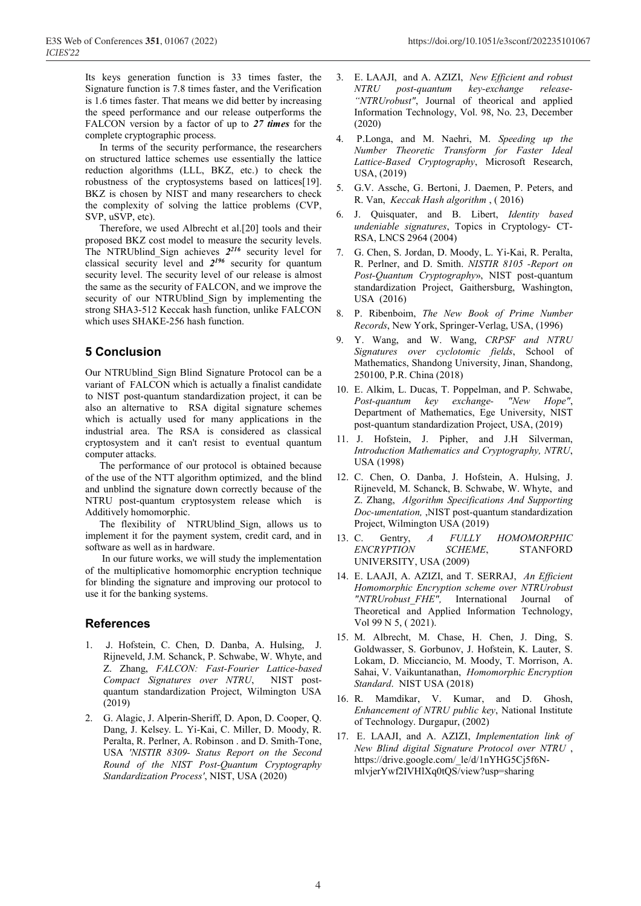Its keys generation function is 33 times faster, the Signature function is 7.8 times faster, and the Verification is 1.6 times faster. That means we did better by increasing the speed performance and our release outperforms the FALCON version by a factor of up to ***27 times*** for the complete cryptographic process.

In terms of the security performance, the researchers on structured lattice schemes use essentially the lattice reduction algorithms (LLL, BKZ, etc.) to check the robustness of the cryptosystems based on lattices[19]. BKZ is chosen by NIST and many researchers to check the complexity of solving the lattice problems (CVP, SVP, uSVP, etc).

Therefore, we used Albrecht et al.[20] tools and their proposed BKZ cost model to measure the security levels. The NTRUblind_Sign achieves $2^{216}$ security level for classical security level and $2^{196}$ security for quantum security level. The security level of our release is almost the same as the security of FALCON, and we improve the security of our NTRUblind_Sign by implementing the strong SHA3-512 Keccak hash function, unlike FALCON which uses SHAKE-256 hash function.

## 5 Conclusion

Our NTRUblind_Sign Blind Signature Protocol can be a variant of FALCON which is actually a finalist candidate to NIST post-quantum standardization project, it can be also an alternative to RSA digital signature schemes which is actually used for many applications in the industrial area. The RSA is considered as classical cryptosystem and it can't resist to eventual quantum computer attacks.

The performance of our protocol is obtained because of the use of the NTT algorithm optimized, and the blind and unblind the signature down correctly because of the NTRU post-quantum cryptosystem release which is Additively homomorphic.

The flexibility of NTRUblind_Sign, allows us to implement it for the payment system, credit card, and in software as well as in hardware.

In our future works, we will study the implementation of the multiplicative homomorphic encryption technique for blinding the signature and improving our protocol to use it for the banking systems.

## References

1. J. Hofstein, C. Chen, D. Danba, A. Hulsing, J. Rijneveld, J.M. Schanck, P. Schwabe, W. Whyte, and Z. Zhang, *FALCON: Fast-Fourier Lattice-based Compact Signatures over NTRU*, NIST post-quantum standardization Project, Wilmington USA (2019)
2. G. Alagic, J. Alperin-Sheriff, D. Apon, D. Cooper, Q. Dang, J. Kelsey. L. Yi-Kai, C. Miller, D. Moody, R. Peralta, R. Perlner, A. Robinson . and D. Smith-Tone, USA *'NISTIR 8309- Status Report on the Second Round of the NIST Post-Quantum Cryptography Standardization Process'*, NIST, USA (2020)
3. E. LAAJI, and A. AZIZI, *New Efficient and robust NTRU post-quantum key-exchange release- "NTRUrobust"*, Journal of theorical and applied Information Technology, Vol. 98, No. 23, December (2020)
4. P.Longa, and M. Naehri, M. *Speeding up the Number Theoretic Transform for Faster Ideal Lattice-Based Cryptography*, Microsoft Research, USA, (2019)
5. G.V. Assche, G. Bertoni, J. Daemen, P. Peters, and R. Van, *Keccak Hash algorithm* , ( 2016)
6. J. Quisquater, and B. Libert, *Identity based undeniable signatures*, Topics in Cryptology- CT-RSA, LNCS 2964 (2004)
7. G. Chen, S. Jordan, D. Moody, L. Yi-Kai, R. Peralta, R. Perlner, and D. Smith. *NISTIR 8105 -Report on Post-Quantum Cryptography*», NIST post-quantum standardization Project, Gaithersburg, Washington, USA (2016)
8. P. Ribenboim, *The New Book of Prime Number Records*, New York, Springer-Verlag, USA, (1996)
9. Y. Wang, and W. Wang, *CRPSF and NTRU Signatures over cyclotomic fields*, School of Mathematics, Shandong University, Jinan, Shandong, 250100, P.R. China (2018)
10. E. Alkim, L. Ducas, T. Poppelman, and P. Schwabe, *Post-quantum key exchange- "New Hope"*, Department of Mathematics, Ege University, NIST post-quantum standardization Project, USA, (2019)
11. J. Hofstein, J. Pipher, and J.H Silverman, *Introduction Mathematics and Cryptography, NTRU*, USA (1998)
12. C. Chen, O. Danba, J. Hofstein, A. Hulsing, J. Rijneveld, M. Schanck, B. Schwabe, W. Whyte, and Z. Zhang, *Algorithm Specifications And Supporting Doc-umentation*, ,NIST post-quantum standardization Project, Wilmington USA (2019)
13. C. Gentry, *A FULLY HOMOMORPHIC ENCRYPTION SCHEME*, STANFORD UNIVERSITY, USA (2009)
14. E. LAAJI, A. AZIZI, and T. SERRAJ, *An Efficient Homomorphic Encryption scheme over NTRUrobust "NTRUrobust_FHE",* International Journal of Theoretical and Applied Information Technology, Vol 99 N 5, ( 2021).
15. M. Albrecht, M. Chase, H. Chen, J. Ding, S. Goldwasser, S. Gorbunov, J. Hofstein, K. Lauter, S. Lokam, D. Micciancio, M. Moody, T. Morrison, A. Sahai, V. Vaikuntanathan, *Homomorphic Encryption Standard*. NIST USA (2018)
16. R. Mamdikar, V. Kumar, and D. Ghosh, *Enhancement of NTRU public key*, National Institute of Technology. Durgapur, (2002)
17. E. LAAJI, and A. AZIZI, *Implementation link of New Blind digital Signature Protocol over NTRU* , https://drive.google.com/_le/d/1nYHG5Cj5f6N-mlvjerYwf2IVHlXq0tQS/view?usp=sharing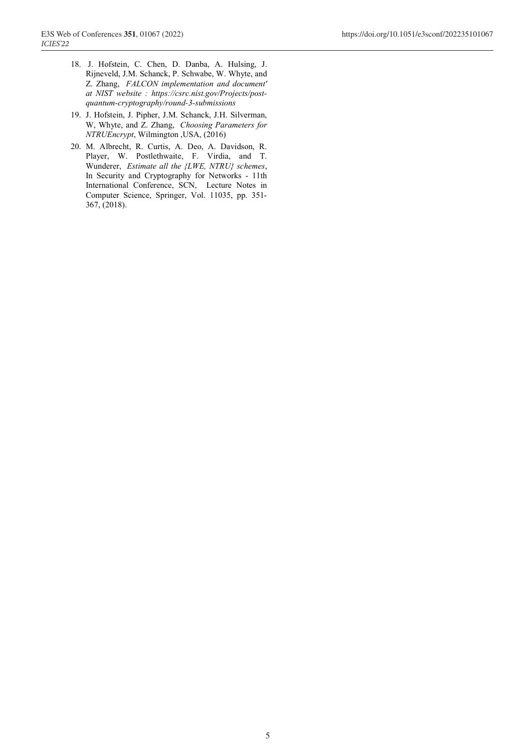18. J. Hofstein, C. Chen, D. Danba, A. Hulsing, J. Rijneveld, J.M. Schanck, P. Schwabe, W. Whyte, and Z. Zhang, *FALCON implementation and document' at NIST website : https://csrc.nist.gov/Projects/post-quantum-cryptography/round-3-submissions*
19. J. Hofstein, J. Pipher, J.M. Schanck, J.H. Silverman, W, Whyte, and Z. Zhang, *Choosing Parameters for NTRUEncrypt*, Wilmington ,USA, (2016)
20. M. Albrecht, R. Curtis, A. Deo, A. Davidson, R. Player, W. Postlethwaite, F. Virdia, and T. Wunderer, *Estimate all the {LWE, NTRU} schemes*, In Security and Cryptography for Networks - 11th International Conference, SCN, Lecture Notes in Computer Science, Springer, Vol. 11035, pp. 351-367, (2018).